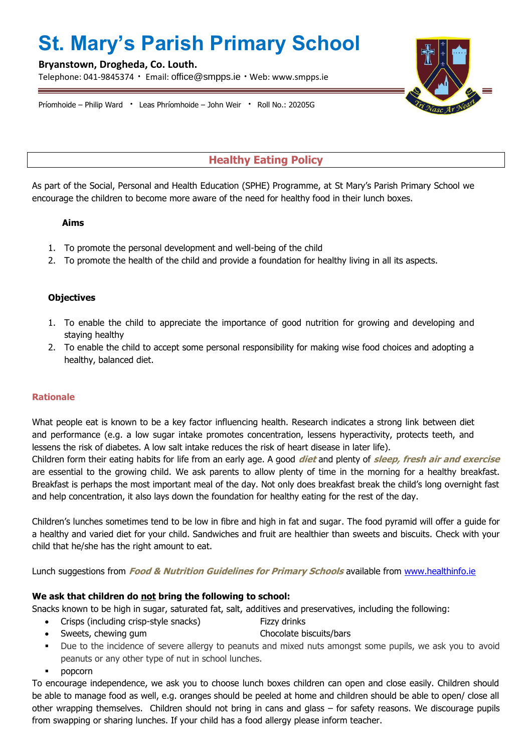# St. Mary's Parish Primary School

**Bryanstown, Drogheda, Co. Louth.**

Telephone: 041-9845374 • Email: office@smpps.ie • Web: www.smpps.ie

Príomhoide – Philip Ward • Leas Phríomhoide – John Weir • Roll No.: 20205G

## Healthy Eating Policy

As part of the Social, Personal and Health Education (SPHE) Programme, at St Mary's Parish Primary School we encourage the children to become more aware of the need for healthy food in their lunch boxes.

**Aims**

1. To promote the personal development and well-being of the child
2. To promote the health of the child and provide a foundation for healthy living in all its aspects.

**Objectives**

1. To enable the child to appreciate the importance of good nutrition for growing and developing and staying healthy
2. To enable the child to accept some personal responsibility for making wise food choices and adopting a healthy, balanced diet.

### Rationale

What people eat is known to be a key factor influencing health. Research indicates a strong link between diet and performance (e.g. a low sugar intake promotes concentration, lessens hyperactivity, protects teeth, and lessens the risk of diabetes. A low salt intake reduces the risk of heart disease in later life).
Children form their eating habits for life from an early age. A good ***diet*** and plenty of ***sleep, fresh air and exercise*** are essential to the growing child. We ask parents to allow plenty of time in the morning for a healthy breakfast. Breakfast is perhaps the most important meal of the day. Not only does breakfast break the child's long overnight fast and help concentration, it also lays down the foundation for healthy eating for the rest of the day.

Children's lunches sometimes tend to be low in fibre and high in fat and sugar. The food pyramid will offer a guide for a healthy and varied diet for your child. Sandwiches and fruit are healthier than sweets and biscuits. Check with your child that he/she has the right amount to eat.

Lunch suggestions from ***Food & Nutrition Guidelines for Primary Schools*** available from www.healthinfo.ie

**We ask that children do not bring the following to school:**
Snacks known to be high in sugar, saturated fat, salt, additives and preservatives, including the following:

- Crisps (including crisp-style snacks)
- Fizzy drinks
- Sweets, chewing gum
- Chocolate biscuits/bars
- Due to the incidence of severe allergy to peanuts and mixed nuts amongst some pupils, we ask you to avoid peanuts or any other type of nut in school lunches.
- popcorn

To encourage independence, we ask you to choose lunch boxes children can open and close easily. Children should be able to manage food as well, e.g. oranges should be peeled at home and children should be able to open/ close all other wrapping themselves. Children should not bring in cans and glass – for safety reasons. We discourage pupils from swapping or sharing lunches. If your child has a food allergy please inform teacher.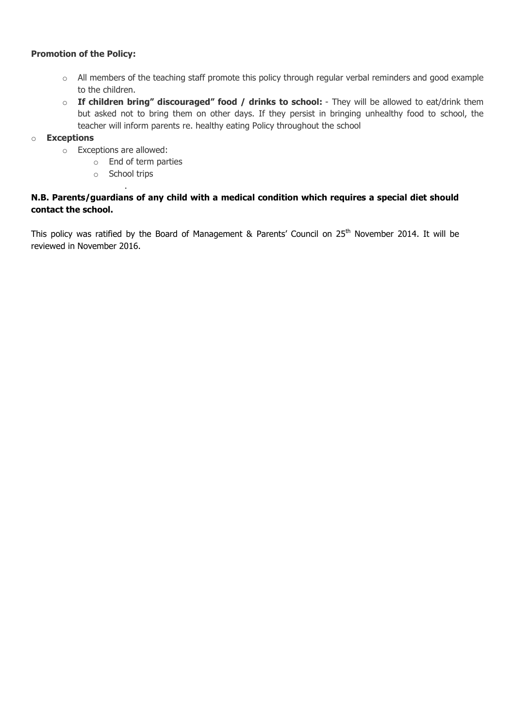**Promotion of the Policy:**

- All members of the teaching staff promote this policy through regular verbal reminders and good example to the children.
- **If children bring" discouraged" food / drinks to school:** - They will be allowed to eat/drink them but asked not to bring them on other days. If they persist in bringing unhealthy food to school, the teacher will inform parents re. healthy eating Policy throughout the school

- **Exceptions**
  - Exceptions are allowed:
    - End of term parties
    - School trips

**N.B. Parents/guardians of any child with a medical condition which requires a special diet should contact the school.**

This policy was ratified by the Board of Management & Parents' Council on 25th November 2014. It will be reviewed in November 2016.